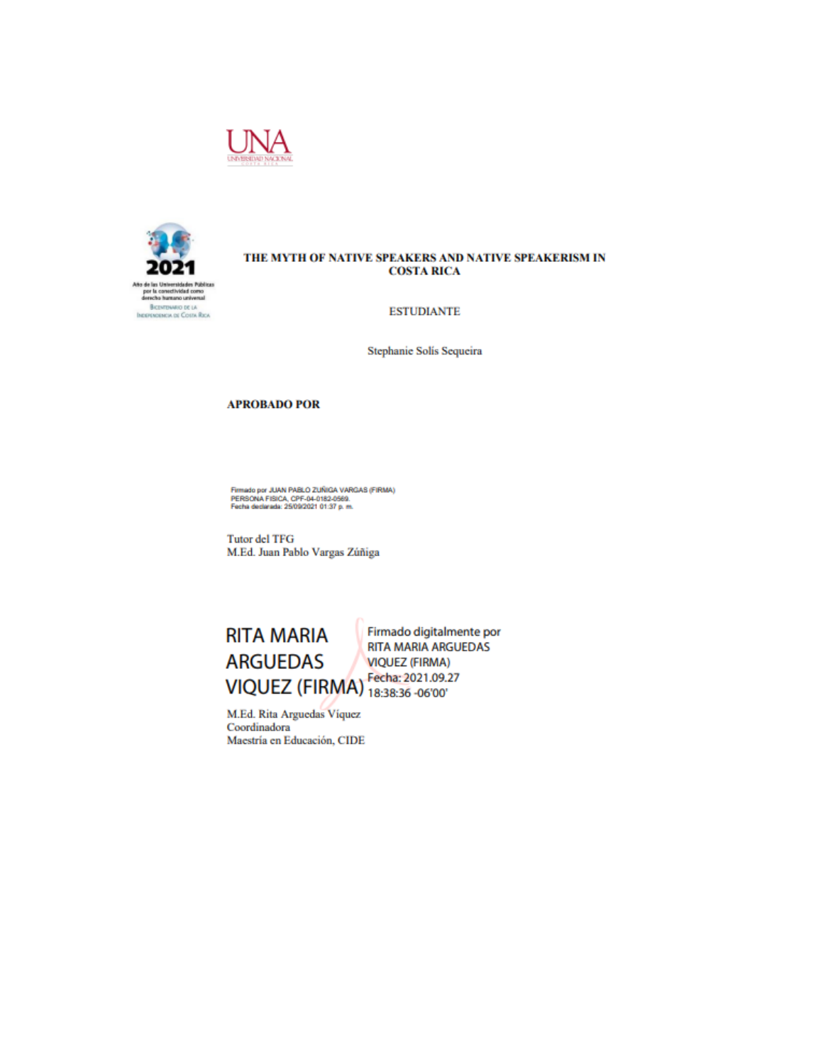UNA

UNIVERSIDAD NACIONAL

2021

Año de las Universidades Públicas por la conectividad como derecho humano universal

Bicentenario de la Independencia de Costa Rica

**THE MYTH OF NATIVE SPEAKERS AND NATIVE SPEAKERISM IN COSTA RICA**

ESTUDIANTE

Stephanie Solís Sequeira

**APROBADO POR**

Firmado por JUAN PABLO ZUÑIGA VARGAS (FIRMA)
PERSONA FISICA, CPF-04-0182-0569.
Fecha declarada: 25/09/2021 01:37 p. m.

Tutor del TFG
M.Ed. Juan Pablo Vargas Zúñiga

RITA MARIA ARGUEDAS VIQUEZ (FIRMA)

Firmado digitalmente por RITA MARIA ARGUEDAS VIQUEZ (FIRMA)
Fecha: 2021.09.27 18:38:36 -06'00'

M.Ed. Rita Arguedas Víquez
Coordinadora
Maestría en Educación, CIDE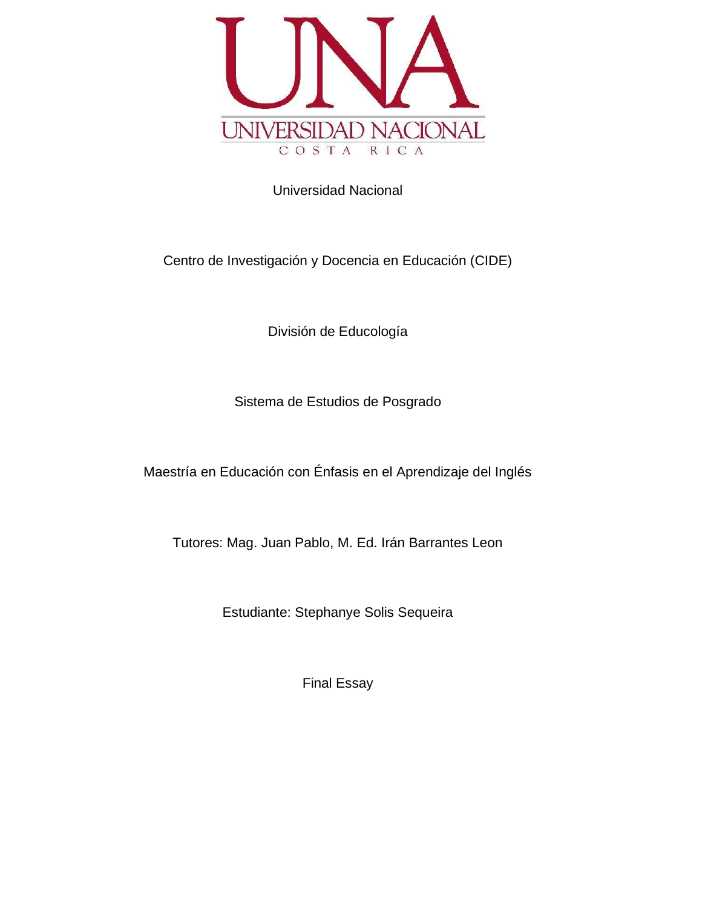UNA

UNIVERSIDAD NACIONAL

COSTA RICA

Universidad Nacional

Centro de Investigación y Docencia en Educación (CIDE)

División de Educología

Sistema de Estudios de Posgrado

Maestría en Educación con Énfasis en el Aprendizaje del Inglés

Tutores: Mag. Juan Pablo, M. Ed. Irán Barrantes Leon

Estudiante: Stephanye Solis Sequeira

Final Essay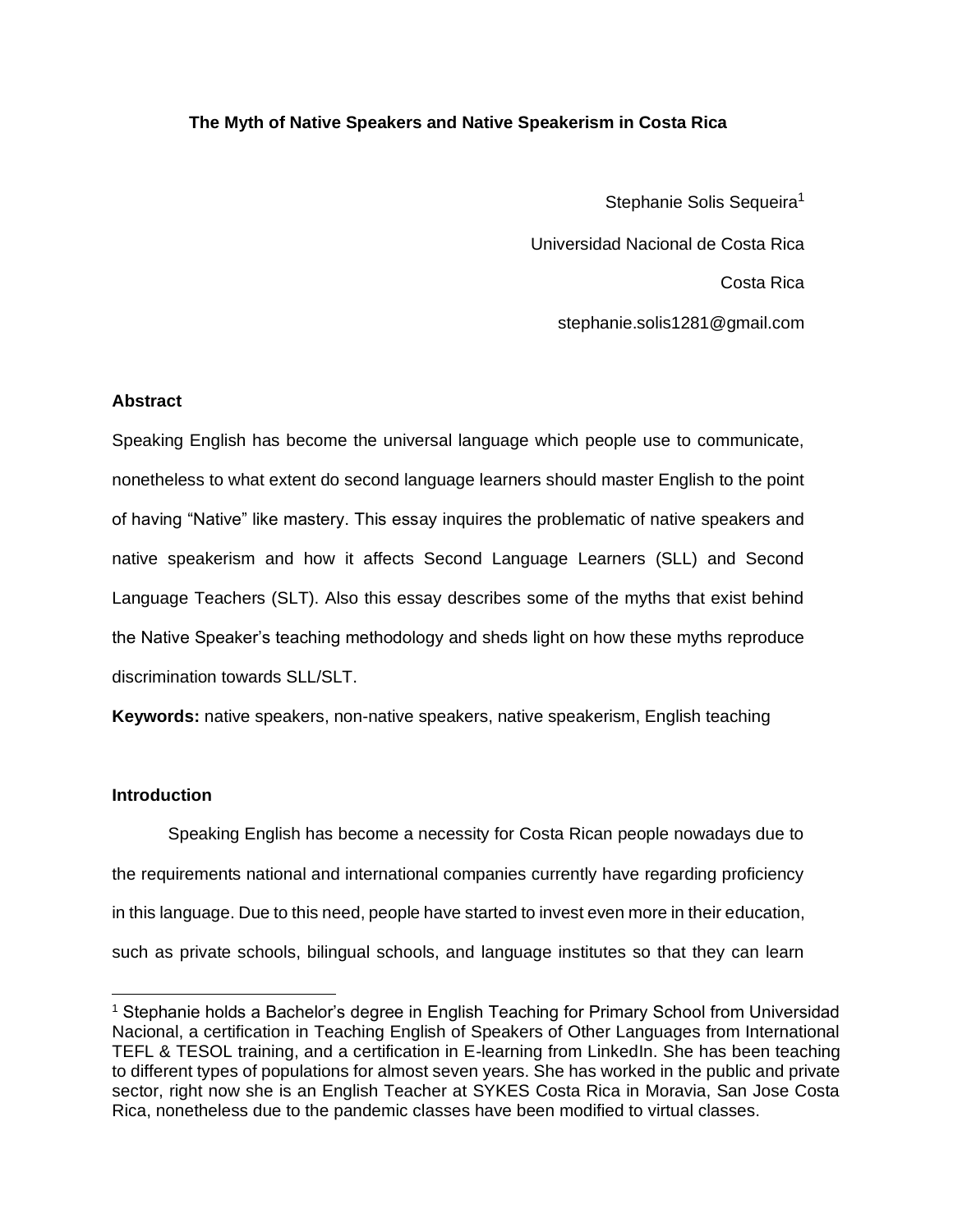**The Myth of Native Speakers and Native Speakerism in Costa Rica**

Stephanie Solis Sequeira[1]

Universidad Nacional de Costa Rica

Costa Rica

stephanie.solis1281@gmail.com

## Abstract

Speaking English has become the universal language which people use to communicate, nonetheless to what extent do second language learners should master English to the point of having "Native" like mastery. This essay inquires the problematic of native speakers and native speakerism and how it affects Second Language Learners (SLL) and Second Language Teachers (SLT). Also this essay describes some of the myths that exist behind the Native Speaker's teaching methodology and sheds light on how these myths reproduce discrimination towards SLL/SLT.

**Keywords:** native speakers, non-native speakers, native speakerism, English teaching

## Introduction

Speaking English has become a necessity for Costa Rican people nowadays due to the requirements national and international companies currently have regarding proficiency in this language. Due to this need, people have started to invest even more in their education, such as private schools, bilingual schools, and language institutes so that they can learn

[1] Stephanie holds a Bachelor's degree in English Teaching for Primary School from Universidad Nacional, a certification in Teaching English of Speakers of Other Languages from International TEFL & TESOL training, and a certification in E-learning from LinkedIn. She has been teaching to different types of populations for almost seven years. She has worked in the public and private sector, right now she is an English Teacher at SYKES Costa Rica in Moravia, San Jose Costa Rica, nonetheless due to the pandemic classes have been modified to virtual classes.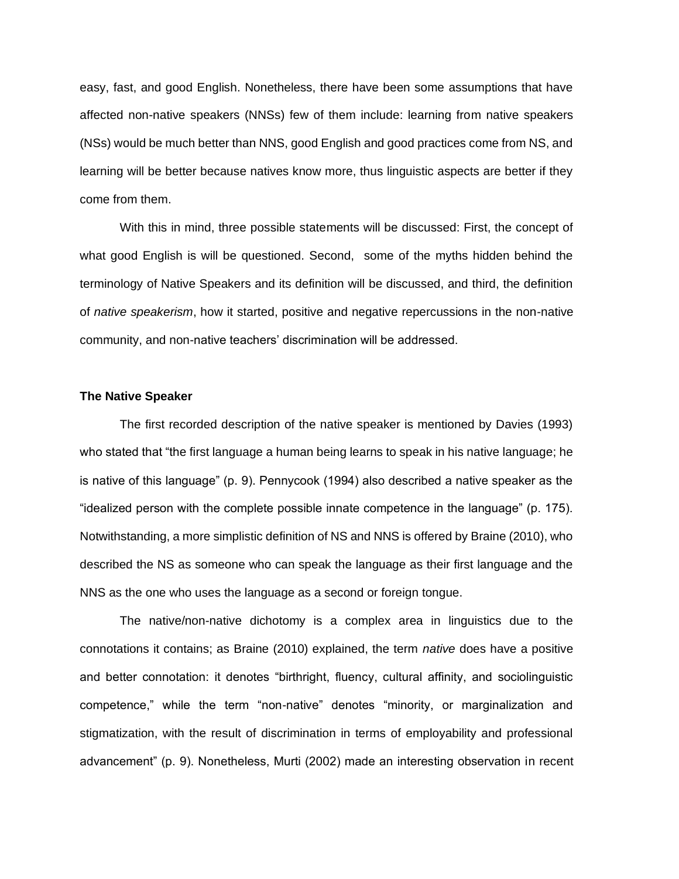easy, fast, and good English. Nonetheless, there have been some assumptions that have affected non-native speakers (NNSs) few of them include: learning from native speakers (NSs) would be much better than NNS, good English and good practices come from NS, and learning will be better because natives know more, thus linguistic aspects are better if they come from them.

With this in mind, three possible statements will be discussed: First, the concept of what good English is will be questioned. Second, some of the myths hidden behind the terminology of Native Speakers and its definition will be discussed, and third, the definition of *native speakerism*, how it started, positive and negative repercussions in the non-native community, and non-native teachers' discrimination will be addressed.

### The Native Speaker

The first recorded description of the native speaker is mentioned by Davies (1993) who stated that "the first language a human being learns to speak in his native language; he is native of this language" (p. 9). Pennycook (1994) also described a native speaker as the "idealized person with the complete possible innate competence in the language" (p. 175). Notwithstanding, a more simplistic definition of NS and NNS is offered by Braine (2010), who described the NS as someone who can speak the language as their first language and the NNS as the one who uses the language as a second or foreign tongue.

The native/non-native dichotomy is a complex area in linguistics due to the connotations it contains; as Braine (2010) explained, the term *native* does have a positive and better connotation: it denotes "birthright, fluency, cultural affinity, and sociolinguistic competence," while the term "non-native" denotes "minority, or marginalization and stigmatization, with the result of discrimination in terms of employability and professional advancement" (p. 9). Nonetheless, Murti (2002) made an interesting observation in recent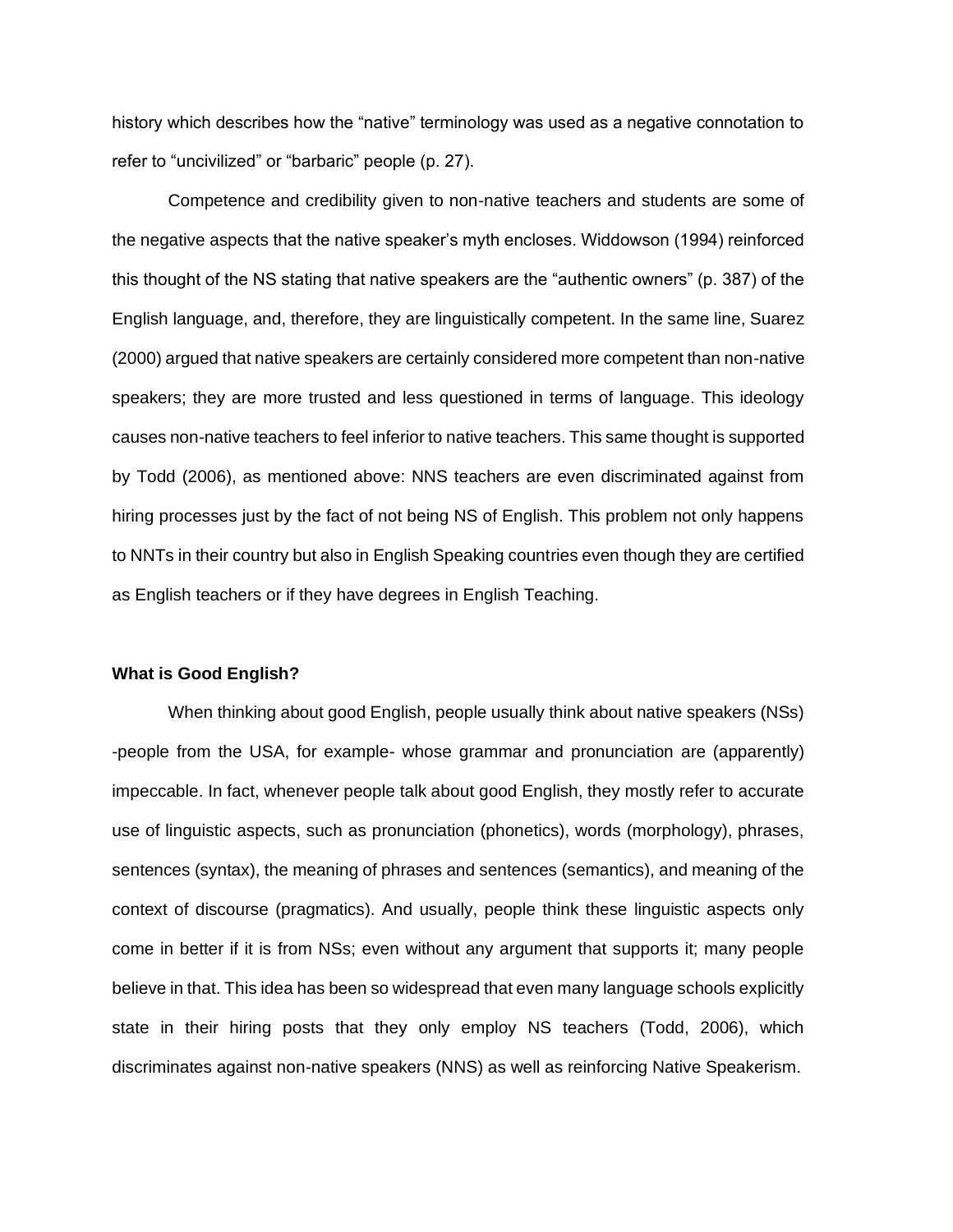history which describes how the "native" terminology was used as a negative connotation to refer to "uncivilized" or "barbaric" people (p. 27).

Competence and credibility given to non-native teachers and students are some of the negative aspects that the native speaker's myth encloses. Widdowson (1994) reinforced this thought of the NS stating that native speakers are the "authentic owners" (p. 387) of the English language, and, therefore, they are linguistically competent. In the same line, Suarez (2000) argued that native speakers are certainly considered more competent than non-native speakers; they are more trusted and less questioned in terms of language. This ideology causes non-native teachers to feel inferior to native teachers. This same thought is supported by Todd (2006), as mentioned above: NNS teachers are even discriminated against from hiring processes just by the fact of not being NS of English. This problem not only happens to NNTs in their country but also in English Speaking countries even though they are certified as English teachers or if they have degrees in English Teaching.

### What is Good English?

When thinking about good English, people usually think about native speakers (NSs) -people from the USA, for example- whose grammar and pronunciation are (apparently) impeccable. In fact, whenever people talk about good English, they mostly refer to accurate use of linguistic aspects, such as pronunciation (phonetics), words (morphology), phrases, sentences (syntax), the meaning of phrases and sentences (semantics), and meaning of the context of discourse (pragmatics). And usually, people think these linguistic aspects only come in better if it is from NSs; even without any argument that supports it; many people believe in that. This idea has been so widespread that even many language schools explicitly state in their hiring posts that they only employ NS teachers (Todd, 2006), which discriminates against non-native speakers (NNS) as well as reinforcing Native Speakerism.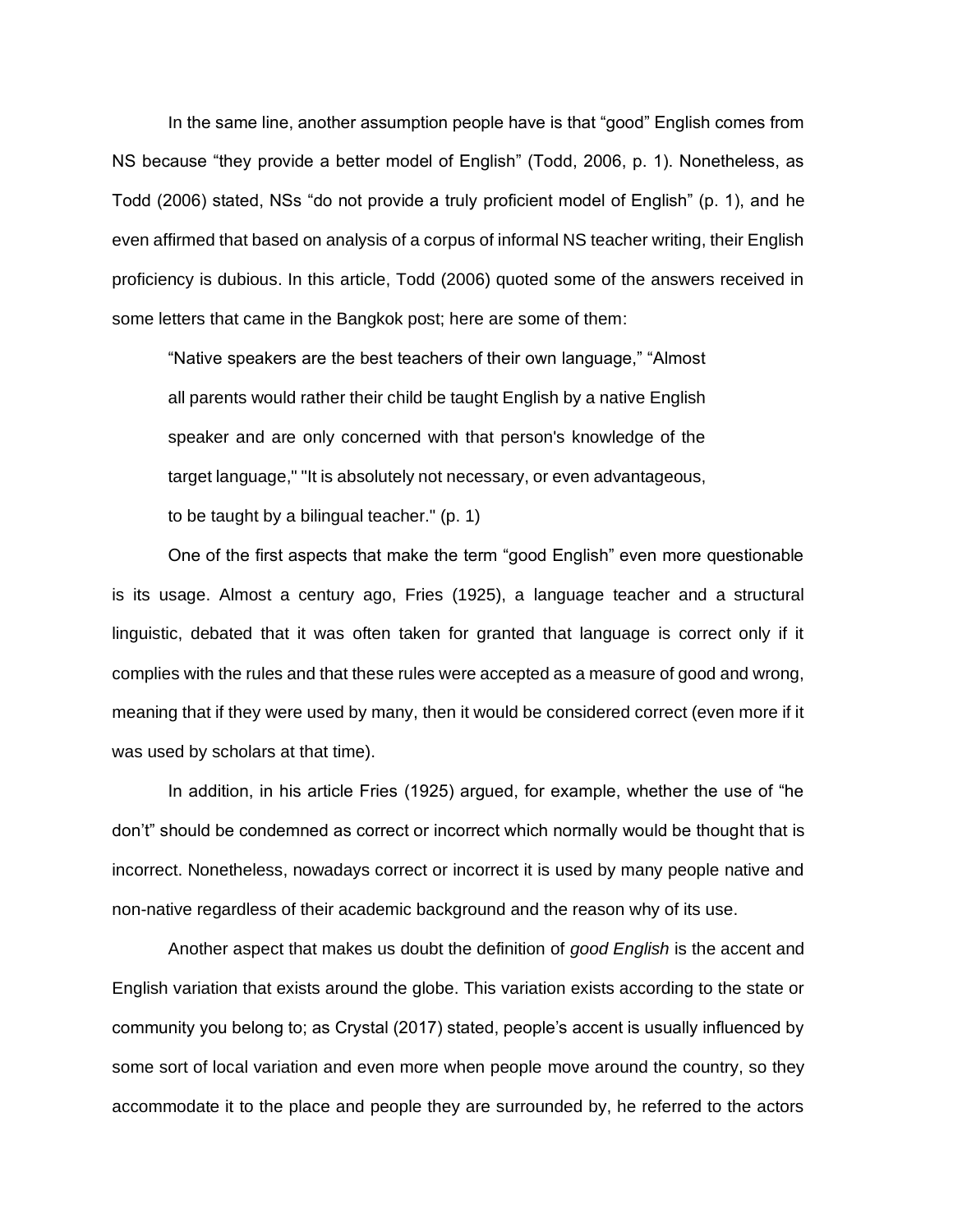In the same line, another assumption people have is that "good" English comes from NS because "they provide a better model of English" (Todd, 2006, p. 1). Nonetheless, as Todd (2006) stated, NSs "do not provide a truly proficient model of English" (p. 1), and he even affirmed that based on analysis of a corpus of informal NS teacher writing, their English proficiency is dubious. In this article, Todd (2006) quoted some of the answers received in some letters that came in the Bangkok post; here are some of them:

> "Native speakers are the best teachers of their own language," "Almost all parents would rather their child be taught English by a native English speaker and are only concerned with that person's knowledge of the target language," "It is absolutely not necessary, or even advantageous, to be taught by a bilingual teacher." (p. 1)

One of the first aspects that make the term "good English" even more questionable is its usage. Almost a century ago, Fries (1925), a language teacher and a structural linguistic, debated that it was often taken for granted that language is correct only if it complies with the rules and that these rules were accepted as a measure of good and wrong, meaning that if they were used by many, then it would be considered correct (even more if it was used by scholars at that time).

In addition, in his article Fries (1925) argued, for example, whether the use of "he don't" should be condemned as correct or incorrect which normally would be thought that is incorrect. Nonetheless, nowadays correct or incorrect it is used by many people native and non-native regardless of their academic background and the reason why of its use.

Another aspect that makes us doubt the definition of *good English* is the accent and English variation that exists around the globe. This variation exists according to the state or community you belong to; as Crystal (2017) stated, people's accent is usually influenced by some sort of local variation and even more when people move around the country, so they accommodate it to the place and people they are surrounded by, he referred to the actors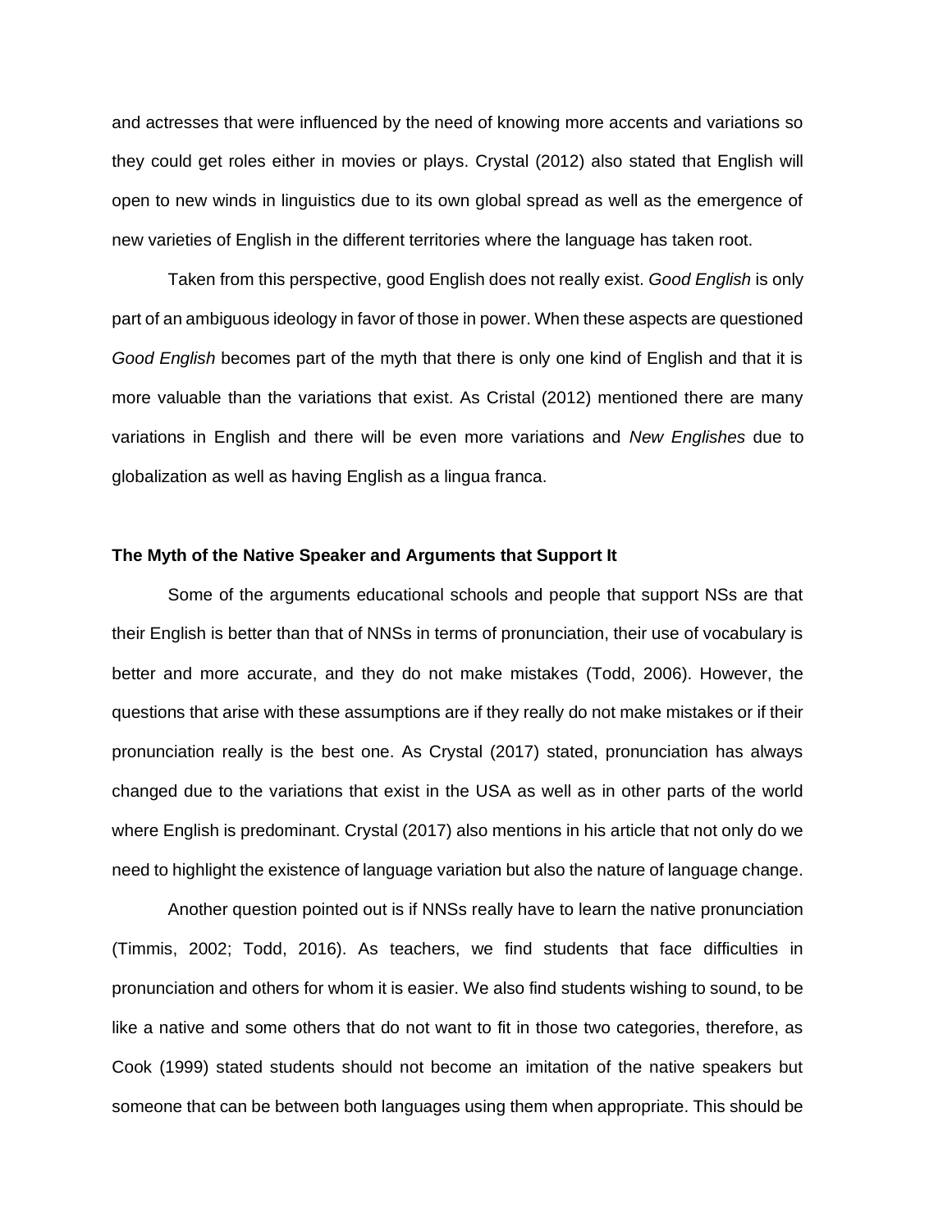and actresses that were influenced by the need of knowing more accents and variations so they could get roles either in movies or plays. Crystal (2012) also stated that English will open to new winds in linguistics due to its own global spread as well as the emergence of new varieties of English in the different territories where the language has taken root.

Taken from this perspective, good English does not really exist. *Good English* is only part of an ambiguous ideology in favor of those in power. When these aspects are questioned *Good English* becomes part of the myth that there is only one kind of English and that it is more valuable than the variations that exist. As Cristal (2012) mentioned there are many variations in English and there will be even more variations and *New Englishes* due to globalization as well as having English as a lingua franca.

### The Myth of the Native Speaker and Arguments that Support It

Some of the arguments educational schools and people that support NSs are that their English is better than that of NNSs in terms of pronunciation, their use of vocabulary is better and more accurate, and they do not make mistakes (Todd, 2006). However, the questions that arise with these assumptions are if they really do not make mistakes or if their pronunciation really is the best one. As Crystal (2017) stated, pronunciation has always changed due to the variations that exist in the USA as well as in other parts of the world where English is predominant. Crystal (2017) also mentions in his article that not only do we need to highlight the existence of language variation but also the nature of language change.

Another question pointed out is if NNSs really have to learn the native pronunciation (Timmis, 2002; Todd, 2016). As teachers, we find students that face difficulties in pronunciation and others for whom it is easier. We also find students wishing to sound, to be like a native and some others that do not want to fit in those two categories, therefore, as Cook (1999) stated students should not become an imitation of the native speakers but someone that can be between both languages using them when appropriate. This should be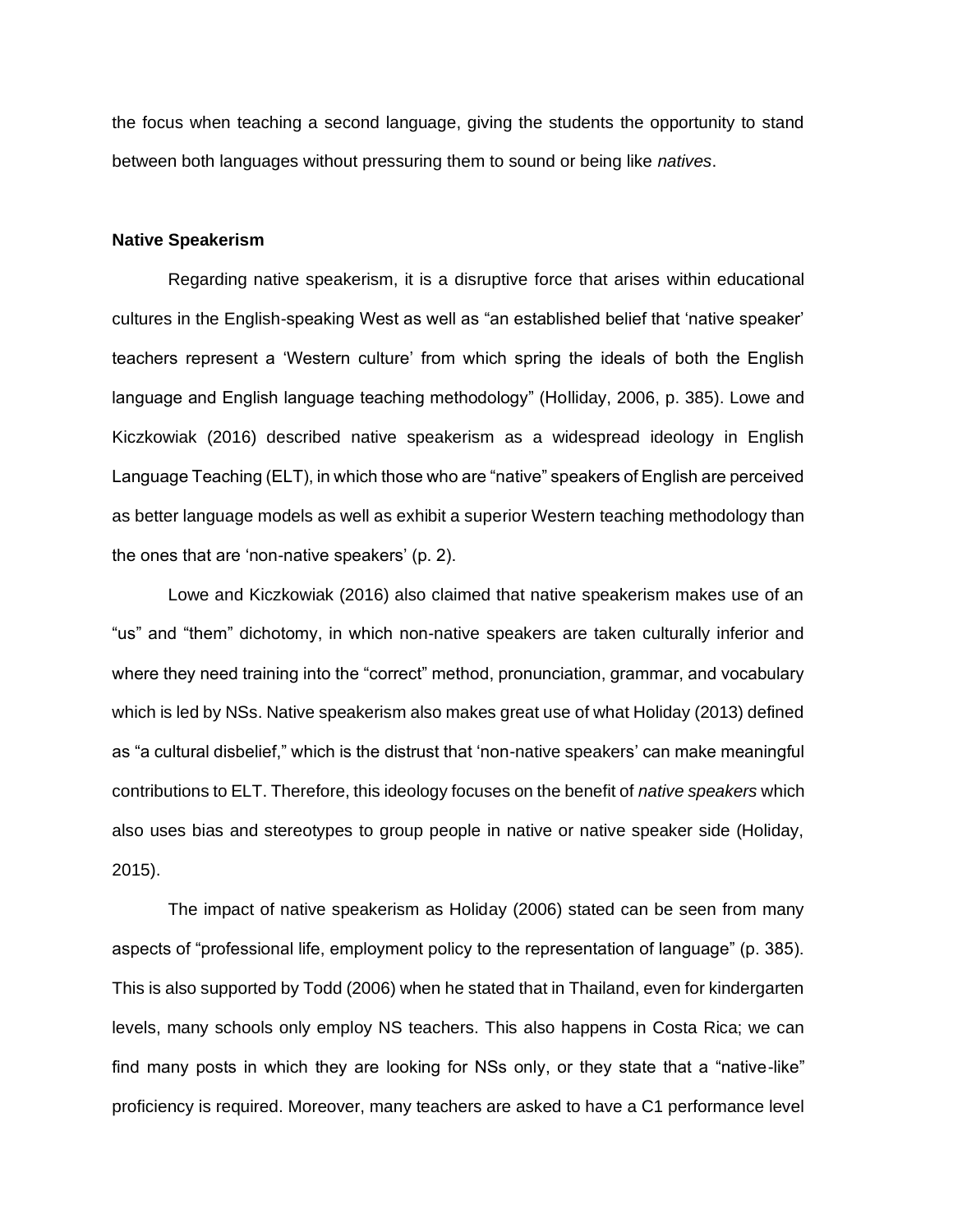the focus when teaching a second language, giving the students the opportunity to stand between both languages without pressuring them to sound or being like *natives*.

**Native Speakerism**

Regarding native speakerism, it is a disruptive force that arises within educational cultures in the English-speaking West as well as "an established belief that 'native speaker' teachers represent a 'Western culture' from which spring the ideals of both the English language and English language teaching methodology" (Holliday, 2006, p. 385). Lowe and Kiczkowiak (2016) described native speakerism as a widespread ideology in English Language Teaching (ELT), in which those who are "native" speakers of English are perceived as better language models as well as exhibit a superior Western teaching methodology than the ones that are 'non-native speakers' (p. 2).

Lowe and Kiczkowiak (2016) also claimed that native speakerism makes use of an "us" and "them" dichotomy, in which non-native speakers are taken culturally inferior and where they need training into the "correct" method, pronunciation, grammar, and vocabulary which is led by NSs. Native speakerism also makes great use of what Holiday (2013) defined as "a cultural disbelief," which is the distrust that 'non-native speakers' can make meaningful contributions to ELT. Therefore, this ideology focuses on the benefit of *native speakers* which also uses bias and stereotypes to group people in native or native speaker side (Holiday, 2015).

The impact of native speakerism as Holiday (2006) stated can be seen from many aspects of "professional life, employment policy to the representation of language" (p. 385). This is also supported by Todd (2006) when he stated that in Thailand, even for kindergarten levels, many schools only employ NS teachers. This also happens in Costa Rica; we can find many posts in which they are looking for NSs only, or they state that a "native-like" proficiency is required. Moreover, many teachers are asked to have a C1 performance level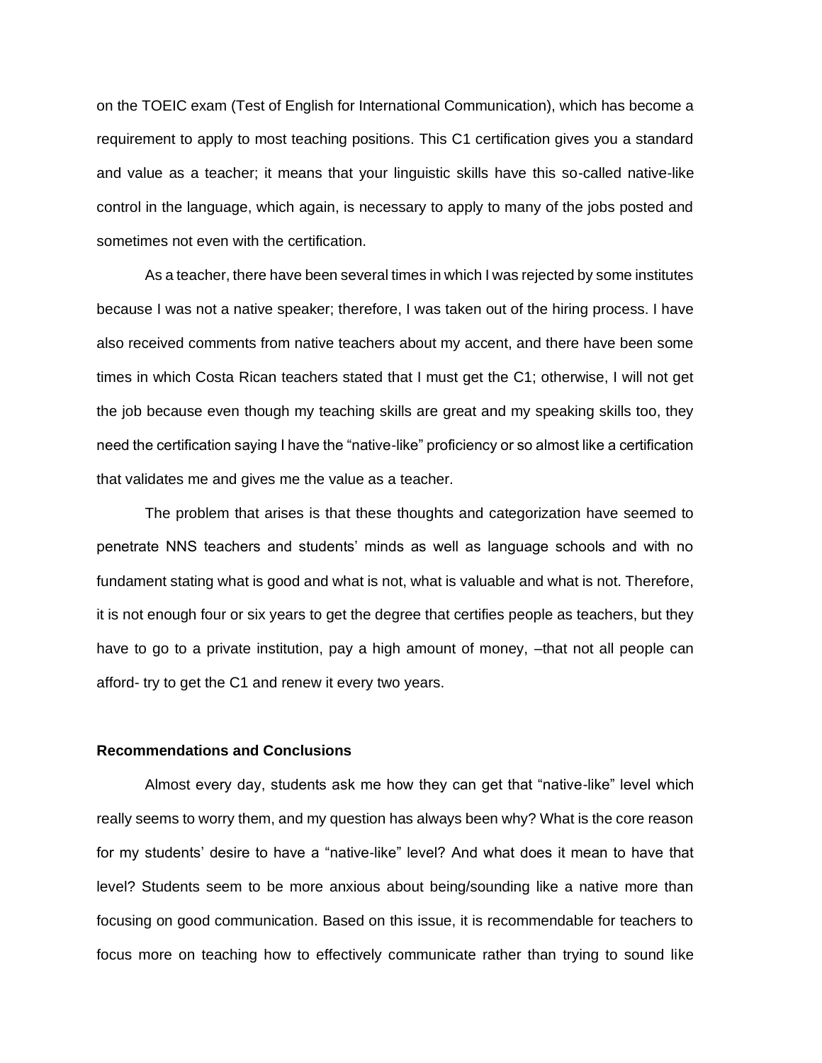on the TOEIC exam (Test of English for International Communication), which has become a requirement to apply to most teaching positions. This C1 certification gives you a standard and value as a teacher; it means that your linguistic skills have this so-called native-like control in the language, which again, is necessary to apply to many of the jobs posted and sometimes not even with the certification.

As a teacher, there have been several times in which I was rejected by some institutes because I was not a native speaker; therefore, I was taken out of the hiring process. I have also received comments from native teachers about my accent, and there have been some times in which Costa Rican teachers stated that I must get the C1; otherwise, I will not get the job because even though my teaching skills are great and my speaking skills too, they need the certification saying I have the "native-like" proficiency or so almost like a certification that validates me and gives me the value as a teacher.

The problem that arises is that these thoughts and categorization have seemed to penetrate NNS teachers and students' minds as well as language schools and with no fundament stating what is good and what is not, what is valuable and what is not. Therefore, it is not enough four or six years to get the degree that certifies people as teachers, but they have to go to a private institution, pay a high amount of money, –that not all people can afford- try to get the C1 and renew it every two years.

**Recommendations and Conclusions**

Almost every day, students ask me how they can get that "native-like" level which really seems to worry them, and my question has always been why? What is the core reason for my students' desire to have a "native-like" level? And what does it mean to have that level? Students seem to be more anxious about being/sounding like a native more than focusing on good communication. Based on this issue, it is recommendable for teachers to focus more on teaching how to effectively communicate rather than trying to sound like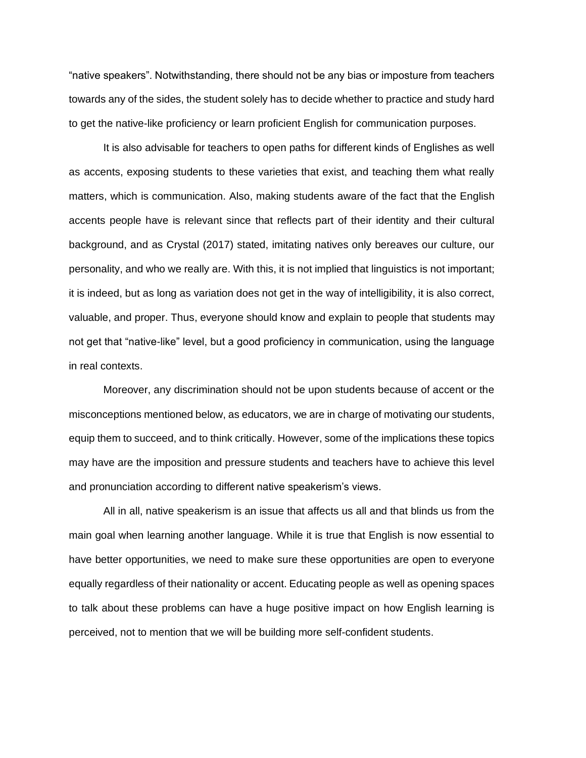"native speakers". Notwithstanding, there should not be any bias or imposture from teachers towards any of the sides, the student solely has to decide whether to practice and study hard to get the native-like proficiency or learn proficient English for communication purposes.

It is also advisable for teachers to open paths for different kinds of Englishes as well as accents, exposing students to these varieties that exist, and teaching them what really matters, which is communication. Also, making students aware of the fact that the English accents people have is relevant since that reflects part of their identity and their cultural background, and as Crystal (2017) stated, imitating natives only bereaves our culture, our personality, and who we really are. With this, it is not implied that linguistics is not important; it is indeed, but as long as variation does not get in the way of intelligibility, it is also correct, valuable, and proper. Thus, everyone should know and explain to people that students may not get that "native-like" level, but a good proficiency in communication, using the language in real contexts.

Moreover, any discrimination should not be upon students because of accent or the misconceptions mentioned below, as educators, we are in charge of motivating our students, equip them to succeed, and to think critically. However, some of the implications these topics may have are the imposition and pressure students and teachers have to achieve this level and pronunciation according to different native speakerism's views.

All in all, native speakerism is an issue that affects us all and that blinds us from the main goal when learning another language. While it is true that English is now essential to have better opportunities, we need to make sure these opportunities are open to everyone equally regardless of their nationality or accent. Educating people as well as opening spaces to talk about these problems can have a huge positive impact on how English learning is perceived, not to mention that we will be building more self-confident students.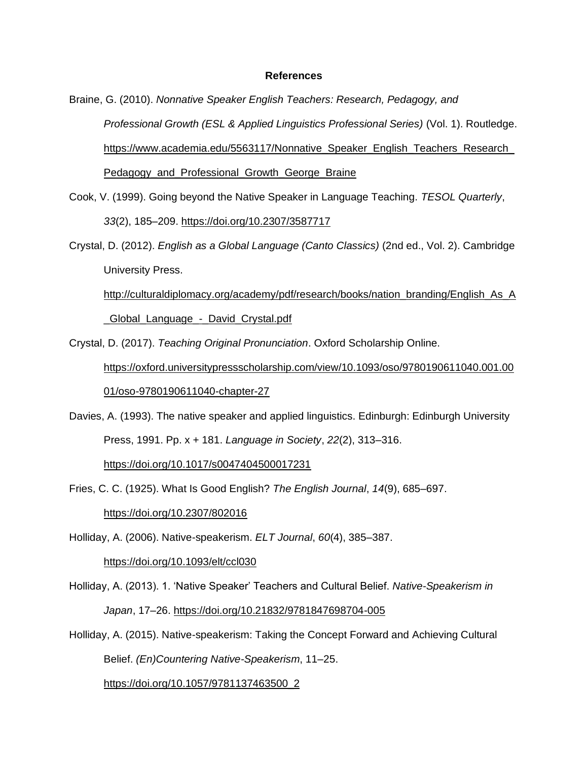# References

Braine, G. (2010). *Nonnative Speaker English Teachers: Research, Pedagogy, and Professional Growth (ESL & Applied Linguistics Professional Series)* (Vol. 1). Routledge. https://www.academia.edu/5563117/Nonnative_Speaker_English_Teachers_Research_Pedagogy_and_Professional_Growth_George_Braine

Cook, V. (1999). Going beyond the Native Speaker in Language Teaching. *TESOL Quarterly*, *33*(2), 185–209. https://doi.org/10.2307/3587717

Crystal, D. (2012). *English as a Global Language (Canto Classics)* (2nd ed., Vol. 2). Cambridge University Press. http://culturaldiplomacy.org/academy/pdf/research/books/nation_branding/English_As_A_Global_Language_-_David_Crystal.pdf

Crystal, D. (2017). *Teaching Original Pronunciation*. Oxford Scholarship Online. https://oxford.universitypressscholarship.com/view/10.1093/oso/9780190611040.001.0001/oso-9780190611040-chapter-27

Davies, A. (1993). The native speaker and applied linguistics. Edinburgh: Edinburgh University Press, 1991. Pp. x + 181. *Language in Society*, *22*(2), 313–316. https://doi.org/10.1017/s0047404500017231

Fries, C. C. (1925). What Is Good English? *The English Journal*, *14*(9), 685–697. https://doi.org/10.2307/802016

Holliday, A. (2006). Native-speakerism. *ELT Journal*, *60*(4), 385–387. https://doi.org/10.1093/elt/ccl030

Holliday, A. (2013). 1. 'Native Speaker' Teachers and Cultural Belief. *Native-Speakerism in Japan*, 17–26. https://doi.org/10.21832/9781847698704-005

Holliday, A. (2015). Native-speakerism: Taking the Concept Forward and Achieving Cultural Belief. *(En)Countering Native-Speakerism*, 11–25. https://doi.org/10.1057/9781137463500_2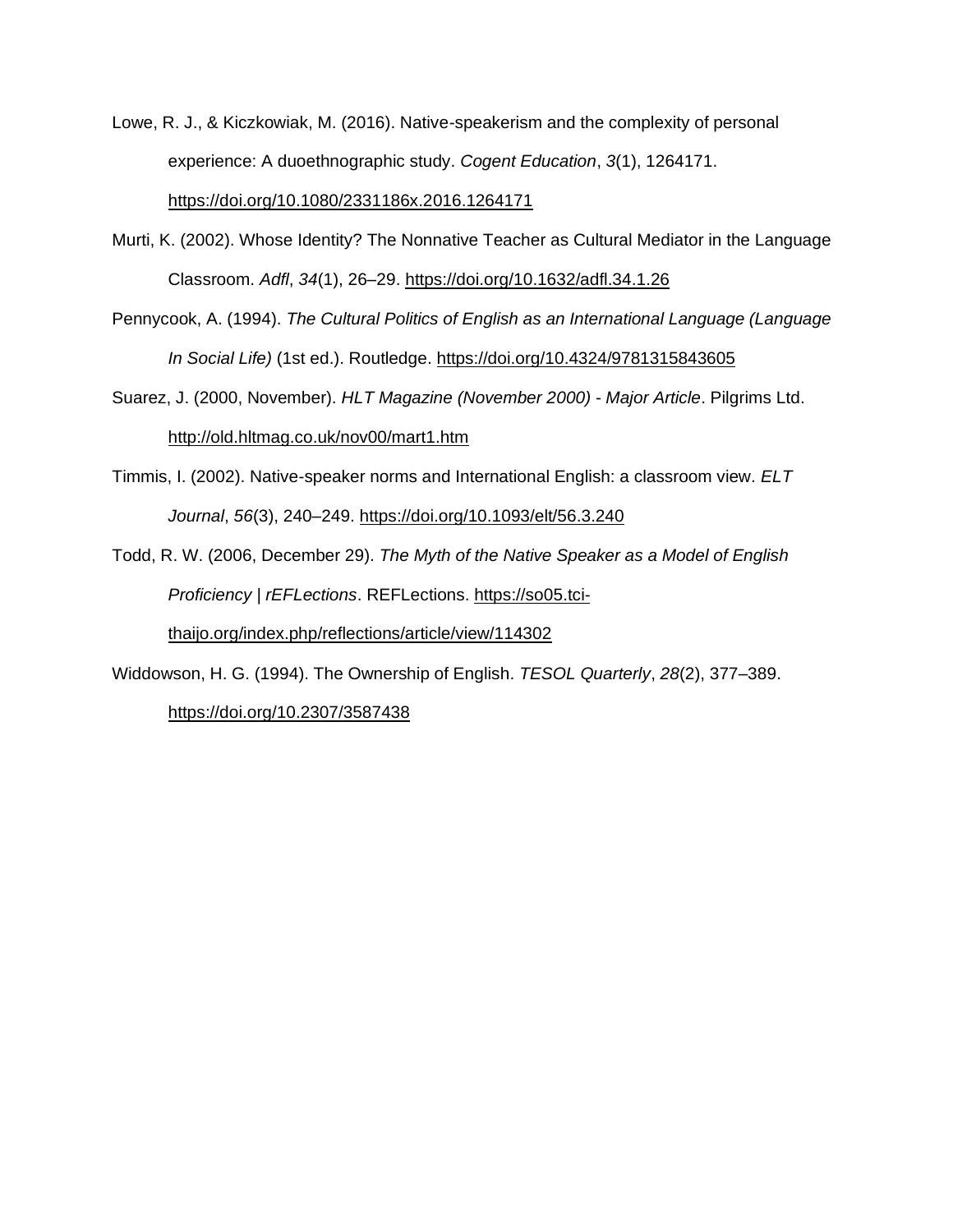Lowe, R. J., & Kiczkowiak, M. (2016). Native-speakerism and the complexity of personal experience: A duoethnographic study. *Cogent Education*, *3*(1), 1264171. https://doi.org/10.1080/2331186x.2016.1264171

Murti, K. (2002). Whose Identity? The Nonnative Teacher as Cultural Mediator in the Language Classroom. *Adfl*, *34*(1), 26–29. https://doi.org/10.1632/adfl.34.1.26

Pennycook, A. (1994). *The Cultural Politics of English as an International Language (Language In Social Life)* (1st ed.). Routledge. https://doi.org/10.4324/9781315843605

Suarez, J. (2000, November). *HLT Magazine (November 2000) - Major Article*. Pilgrims Ltd. http://old.hltmag.co.uk/nov00/mart1.htm

Timmis, I. (2002). Native-speaker norms and International English: a classroom view. *ELT Journal*, *56*(3), 240–249. https://doi.org/10.1093/elt/56.3.240

Todd, R. W. (2006, December 29). *The Myth of the Native Speaker as a Model of English Proficiency | rEFLections*. REFLections. https://so05.tci-thaijo.org/index.php/reflections/article/view/114302

Widdowson, H. G. (1994). The Ownership of English. *TESOL Quarterly*, *28*(2), 377–389. https://doi.org/10.2307/3587438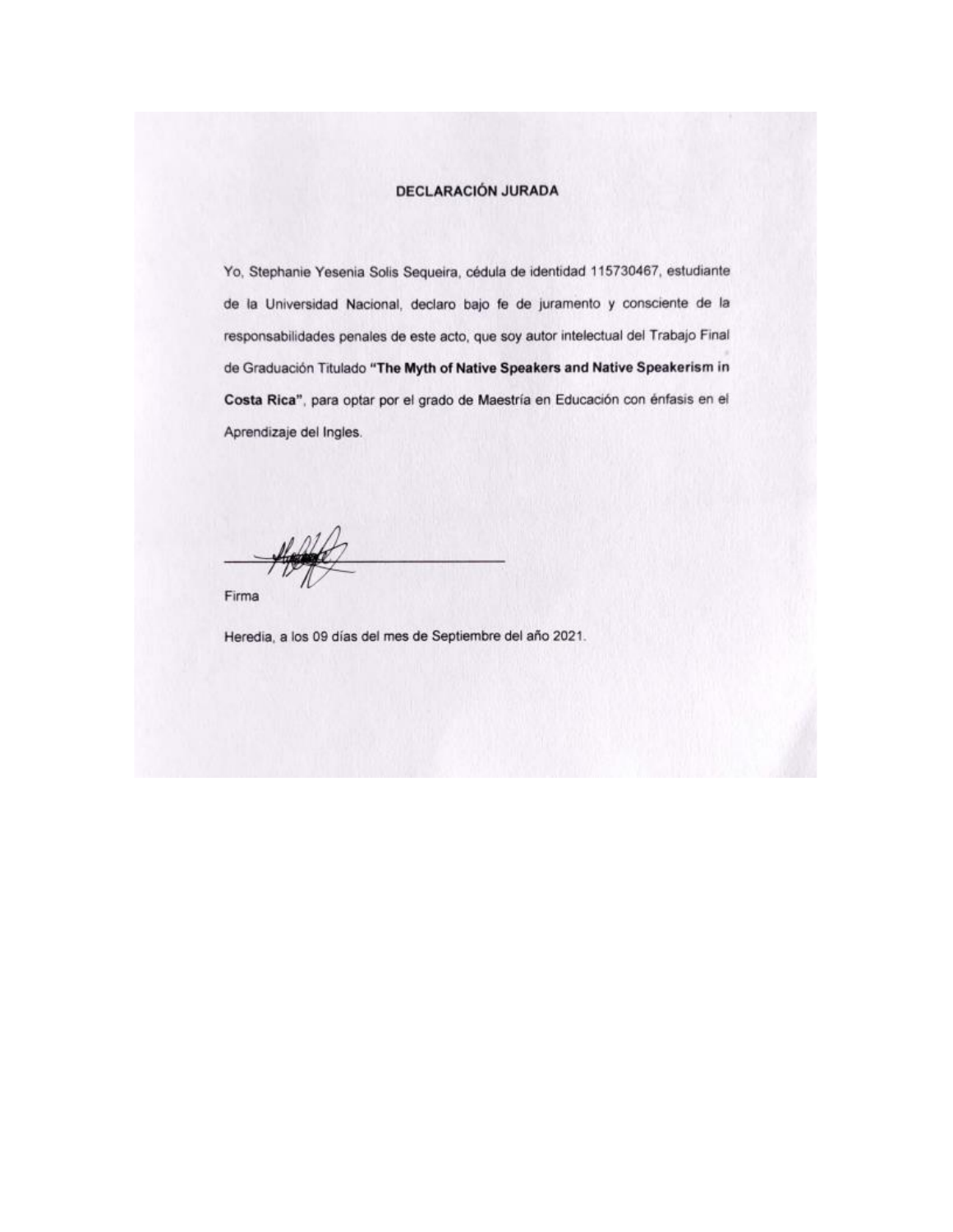## DECLARACIÓN JURADA

Yo, Stephanie Yesenia Solis Sequeira, cédula de identidad 115730467, estudiante de la Universidad Nacional, declaro bajo fe de juramento y consciente de la responsabilidades penales de este acto, que soy autor intelectual del Trabajo Final de Graduación Titulado **"The Myth of Native Speakers and Native Speakerism in Costa Rica"**, para optar por el grado de Maestría en Educación con énfasis en el Aprendizaje del Ingles.

Firma

Heredia, a los 09 días del mes de Septiembre del año 2021.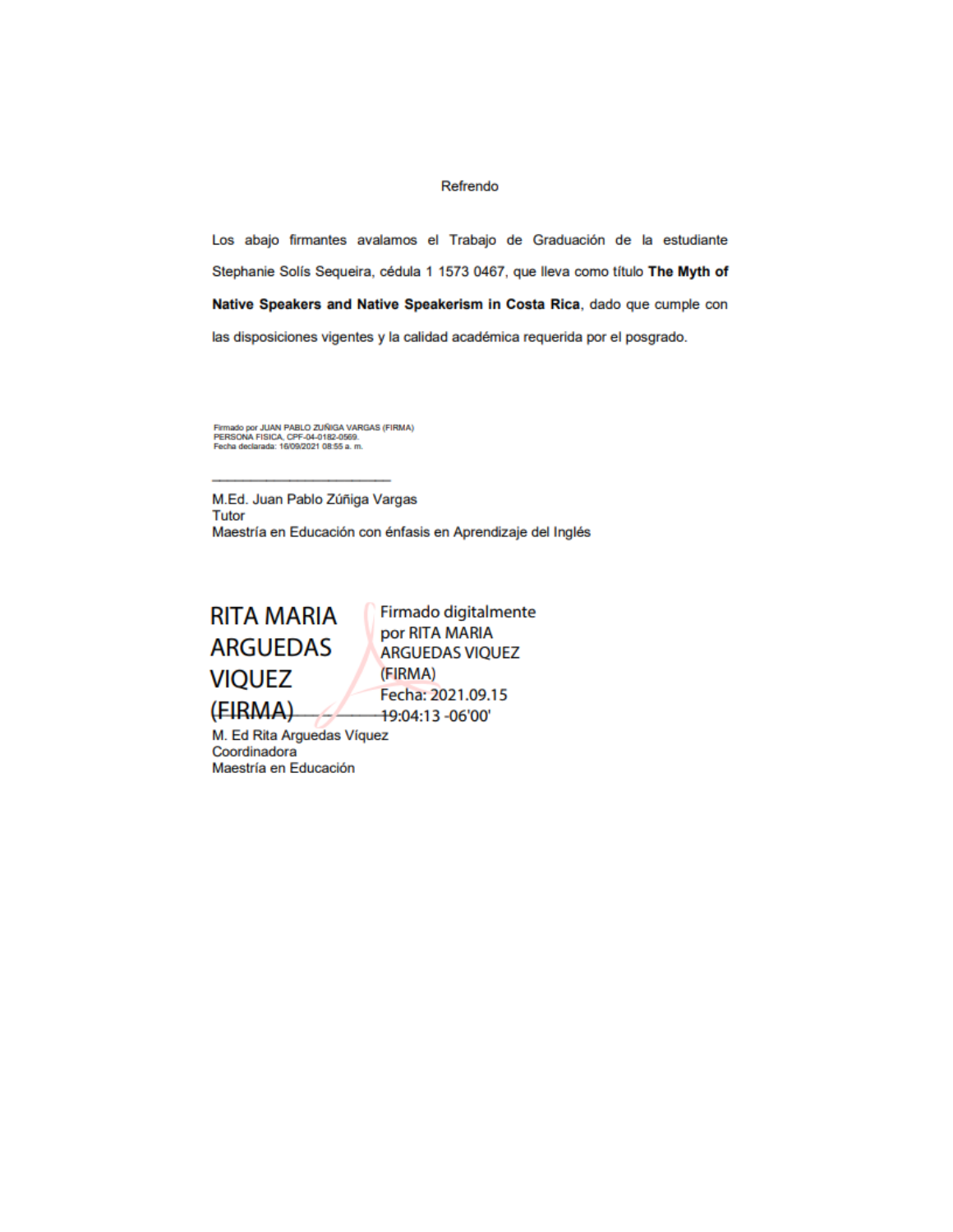Refrendo

Los abajo firmantes avalamos el Trabajo de Graduación de la estudiante Stephanie Solís Sequeira, cédula 1 1573 0467, que lleva como título **The Myth of Native Speakers and Native Speakerism in Costa Rica**, dado que cumple con las disposiciones vigentes y la calidad académica requerida por el posgrado.

Firmado por JUAN PABLO ZUÑIGA VARGAS (FIRMA)
PERSONA FISICA, CPF-04-0182-0569.
Fecha declarada: 16/09/2021 08:55 a. m.

\_\_\_\_\_\_\_\_\_\_\_\_\_\_\_\_\_\_\_\_\_\_\_\_

M.Ed. Juan Pablo Zúñiga Vargas
Tutor
Maestría en Educación con énfasis en Aprendizaje del Inglés

RITA MARIA ARGUEDAS VIQUEZ (FIRMA)

Firmado digitalmente por RITA MARIA ARGUEDAS VIQUEZ (FIRMA)
Fecha: 2021.09.15 19:04:13 -06'00'

M. Ed Rita Arguedas Víquez
Coordinadora
Maestría en Educación